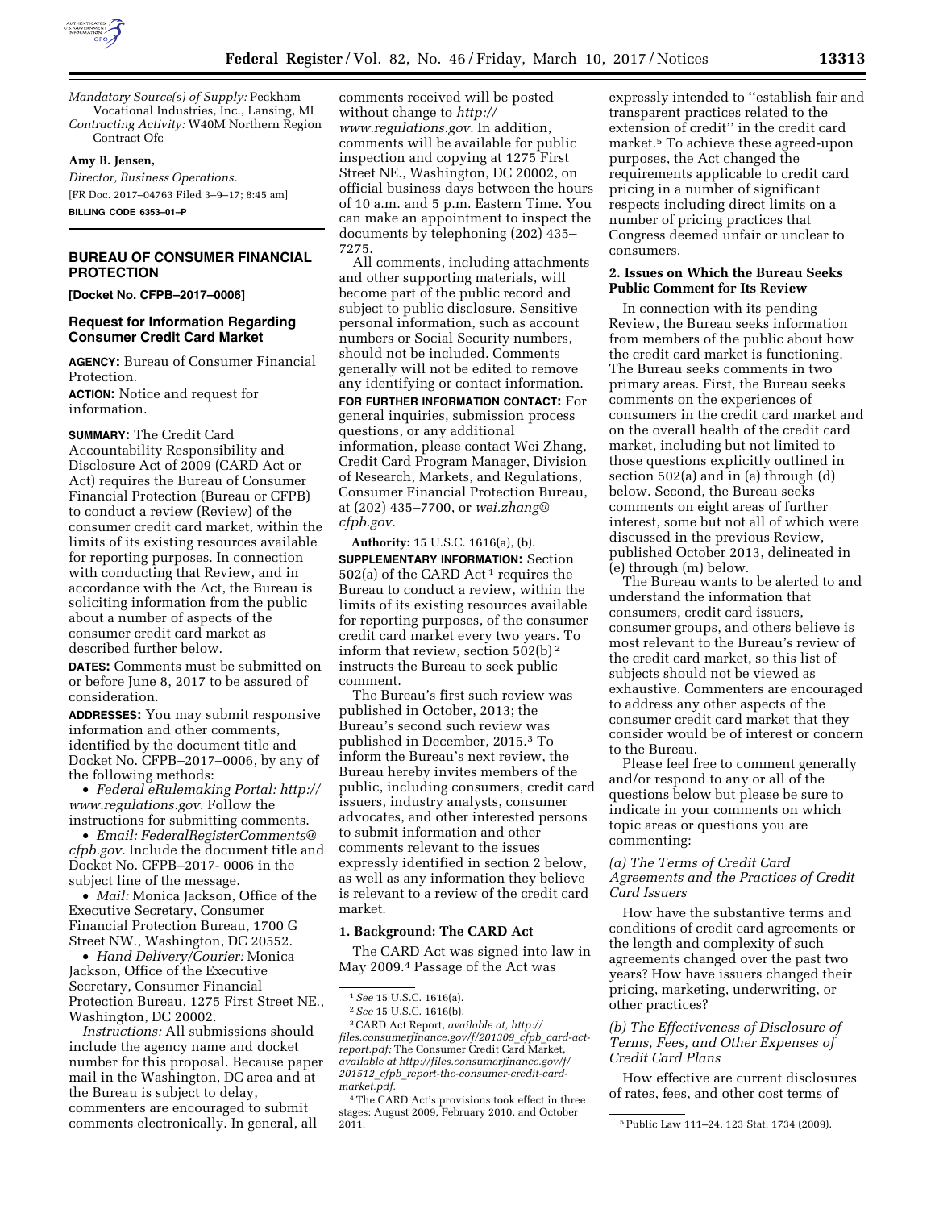*Mandatory Source(s) of Supply:* Peckham Vocational Industries, Inc., Lansing, MI
*Contracting Activity:* W40M Northern Region Contract Ofc

**Amy B. Jensen,**
*Director, Business Operations.*
[FR Doc. 2017–04763 Filed 3–9–17; 8:45 am]
**BILLING CODE 6353–01–P**

## BUREAU OF CONSUMER FINANCIAL PROTECTION

**[Docket No. CFPB–2017–0006]**

### Request for Information Regarding Consumer Credit Card Market

**AGENCY:** Bureau of Consumer Financial Protection.

**ACTION:** Notice and request for information.

**SUMMARY:** The Credit Card Accountability Responsibility and Disclosure Act of 2009 (CARD Act or Act) requires the Bureau of Consumer Financial Protection (Bureau or CFPB) to conduct a review (Review) of the consumer credit card market, within the limits of its existing resources available for reporting purposes. In connection with conducting that Review, and in accordance with the Act, the Bureau is soliciting information from the public about a number of aspects of the consumer credit card market as described further below.

**DATES:** Comments must be submitted on or before June 8, 2017 to be assured of consideration.

**ADDRESSES:** You may submit responsive information and other comments, identified by the document title and Docket No. CFPB–2017–0006, by any of the following methods:

- *Federal eRulemaking Portal: http://www.regulations.gov.* Follow the instructions for submitting comments.
- *Email: FederalRegisterComments@cfpb.gov.* Include the document title and Docket No. CFPB–2017- 0006 in the subject line of the message.
- *Mail:* Monica Jackson, Office of the Executive Secretary, Consumer Financial Protection Bureau, 1700 G Street NW., Washington, DC 20552.
- *Hand Delivery/Courier:* Monica Jackson, Office of the Executive Secretary, Consumer Financial Protection Bureau, 1275 First Street NE., Washington, DC 20002.

*Instructions:* All submissions should include the agency name and docket number for this proposal. Because paper mail in the Washington, DC area and at the Bureau is subject to delay, commenters are encouraged to submit comments electronically. In general, all comments received will be posted without change to *http://www.regulations.gov.* In addition, comments will be available for public inspection and copying at 1275 First Street NE., Washington, DC 20002, on official business days between the hours of 10 a.m. and 5 p.m. Eastern Time. You can make an appointment to inspect the documents by telephoning (202) 435–7275.

All comments, including attachments and other supporting materials, will become part of the public record and subject to public disclosure. Sensitive personal information, such as account numbers or Social Security numbers, should not be included. Comments generally will not be edited to remove any identifying or contact information.

**FOR FURTHER INFORMATION CONTACT:** For general inquiries, submission process questions, or any additional information, please contact Wei Zhang, Credit Card Program Manager, Division of Research, Markets, and Regulations, Consumer Financial Protection Bureau, at (202) 435–7700, or *wei.zhang@cfpb.gov.*

**Authority:** 15 U.S.C. 1616(a), (b).

**SUPPLEMENTARY INFORMATION:** Section 502(a) of the CARD Act[1] requires the Bureau to conduct a review, within the limits of its existing resources available for reporting purposes, of the consumer credit card market every two years. To inform that review, section 502(b)[2] instructs the Bureau to seek public comment.

The Bureau's first such review was published in October, 2013; the Bureau's second such review was published in December, 2015.[3] To inform the Bureau's next review, the Bureau hereby invites members of the public, including consumers, credit card issuers, industry analysts, consumer advocates, and other interested persons to submit information and other comments relevant to the issues expressly identified in section 2 below, as well as any information they believe is relevant to a review of the credit card market.

#### 1. Background: The CARD Act

The CARD Act was signed into law in May 2009.[4] Passage of the Act was expressly intended to ''establish fair and transparent practices related to the extension of credit'' in the credit card market.[5] To achieve these agreed-upon purposes, the Act changed the requirements applicable to credit card pricing in a number of significant respects including direct limits on a number of pricing practices that Congress deemed unfair or unclear to consumers.

#### 2. Issues on Which the Bureau Seeks Public Comment for Its Review

In connection with its pending Review, the Bureau seeks information from members of the public about how the credit card market is functioning. The Bureau seeks comments in two primary areas. First, the Bureau seeks comments on the experiences of consumers in the credit card market and on the overall health of the credit card market, including but not limited to those questions explicitly outlined in section 502(a) and in (a) through (d) below. Second, the Bureau seeks comments on eight areas of further interest, some but not all of which were discussed in the previous Review, published October 2013, delineated in (e) through (m) below.

The Bureau wants to be alerted to and understand the information that consumers, credit card issuers, consumer groups, and others believe is most relevant to the Bureau's review of the credit card market, so this list of subjects should not be viewed as exhaustive. Commenters are encouraged to address any other aspects of the consumer credit card market that they consider would be of interest or concern to the Bureau.

Please feel free to comment generally and/or respond to any or all of the questions below but please be sure to indicate in your comments on which topic areas or questions you are commenting:

##### *(a) The Terms of Credit Card Agreements and the Practices of Credit Card Issuers*

How have the substantive terms and conditions of credit card agreements or the length and complexity of such agreements changed over the past two years? How have issuers changed their pricing, marketing, underwriting, or other practices?

##### *(b) The Effectiveness of Disclosure of Terms, Fees, and Other Expenses of Credit Card Plans*

How effective are current disclosures of rates, fees, and other cost terms of

---

[1] *See* 15 U.S.C. 1616(a).

[2] *See* 15 U.S.C. 1616(b).

[3] CARD Act Report, *available at, http://files.consumerfinance.gov/f/201309_cfpb_card-act-report.pdf;* The Consumer Credit Card Market, *available at http://files.consumerfinance.gov/f/201512_cfpb_report-the-consumer-credit-card-market.pdf.*

[4] The CARD Act's provisions took effect in three stages: August 2009, February 2010, and October 2011.

[5] Public Law 111–24, 123 Stat. 1734 (2009).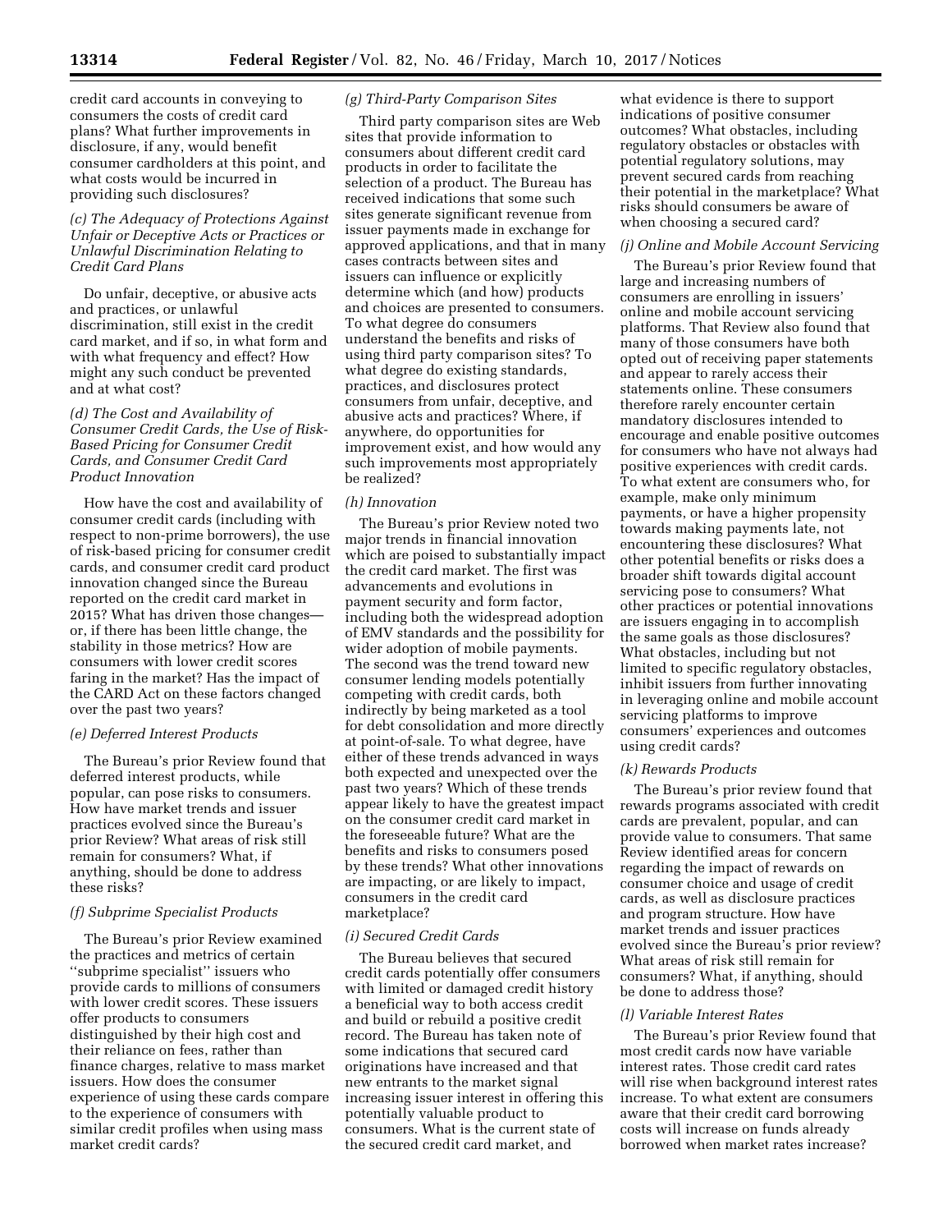credit card accounts in conveying to consumers the costs of credit card plans? What further improvements in disclosure, if any, would benefit consumer cardholders at this point, and what costs would be incurred in providing such disclosures?

*(c) The Adequacy of Protections Against Unfair or Deceptive Acts or Practices or Unlawful Discrimination Relating to Credit Card Plans*

Do unfair, deceptive, or abusive acts and practices, or unlawful discrimination, still exist in the credit card market, and if so, in what form and with what frequency and effect? How might any such conduct be prevented and at what cost?

*(d) The Cost and Availability of Consumer Credit Cards, the Use of Risk-Based Pricing for Consumer Credit Cards, and Consumer Credit Card Product Innovation*

How have the cost and availability of consumer credit cards (including with respect to non-prime borrowers), the use of risk-based pricing for consumer credit cards, and consumer credit card product innovation changed since the Bureau reported on the credit card market in 2015? What has driven those changes—or, if there has been little change, the stability in those metrics? How are consumers with lower credit scores faring in the market? Has the impact of the CARD Act on these factors changed over the past two years?

*(e) Deferred Interest Products*

The Bureau's prior Review found that deferred interest products, while popular, can pose risks to consumers. How have market trends and issuer practices evolved since the Bureau's prior Review? What areas of risk still remain for consumers? What, if anything, should be done to address these risks?

*(f) Subprime Specialist Products*

The Bureau's prior Review examined the practices and metrics of certain ''subprime specialist'' issuers who provide cards to millions of consumers with lower credit scores. These issuers offer products to consumers distinguished by their high cost and their reliance on fees, rather than finance charges, relative to mass market issuers. How does the consumer experience of using these cards compare to the experience of consumers with similar credit profiles when using mass market credit cards?

*(g) Third-Party Comparison Sites*

Third party comparison sites are Web sites that provide information to consumers about different credit card products in order to facilitate the selection of a product. The Bureau has received indications that some such sites generate significant revenue from issuer payments made in exchange for approved applications, and that in many cases contracts between sites and issuers can influence or explicitly determine which (and how) products and choices are presented to consumers. To what degree do consumers understand the benefits and risks of using third party comparison sites? To what degree do existing standards, practices, and disclosures protect consumers from unfair, deceptive, and abusive acts and practices? Where, if anywhere, do opportunities for improvement exist, and how would any such improvements most appropriately be realized?

*(h) Innovation*

The Bureau's prior Review noted two major trends in financial innovation which are poised to substantially impact the credit card market. The first was advancements and evolutions in payment security and form factor, including both the widespread adoption of EMV standards and the possibility for wider adoption of mobile payments. The second was the trend toward new consumer lending models potentially competing with credit cards, both indirectly by being marketed as a tool for debt consolidation and more directly at point-of-sale. To what degree, have either of these trends advanced in ways both expected and unexpected over the past two years? Which of these trends appear likely to have the greatest impact on the consumer credit card market in the foreseeable future? What are the benefits and risks to consumers posed by these trends? What other innovations are impacting, or are likely to impact, consumers in the credit card marketplace?

*(i) Secured Credit Cards*

The Bureau believes that secured credit cards potentially offer consumers with limited or damaged credit history a beneficial way to both access credit and build or rebuild a positive credit record. The Bureau has taken note of some indications that secured card originations have increased and that new entrants to the market signal increasing issuer interest in offering this potentially valuable product to consumers. What is the current state of the secured credit card market, and what evidence is there to support indications of positive consumer outcomes? What obstacles, including regulatory obstacles or obstacles with potential regulatory solutions, may prevent secured cards from reaching their potential in the marketplace? What risks should consumers be aware of when choosing a secured card?

*(j) Online and Mobile Account Servicing*

The Bureau's prior Review found that large and increasing numbers of consumers are enrolling in issuers' online and mobile account servicing platforms. That Review also found that many of those consumers have both opted out of receiving paper statements and appear to rarely access their statements online. These consumers therefore rarely encounter certain mandatory disclosures intended to encourage and enable positive outcomes for consumers who have not always had positive experiences with credit cards. To what extent are consumers who, for example, make only minimum payments, or have a higher propensity towards making payments late, not encountering these disclosures? What other potential benefits or risks does a broader shift towards digital account servicing pose to consumers? What other practices or potential innovations are issuers engaging in to accomplish the same goals as those disclosures? What obstacles, including but not limited to specific regulatory obstacles, inhibit issuers from further innovating in leveraging online and mobile account servicing platforms to improve consumers' experiences and outcomes using credit cards?

*(k) Rewards Products*

The Bureau's prior review found that rewards programs associated with credit cards are prevalent, popular, and can provide value to consumers. That same Review identified areas for concern regarding the impact of rewards on consumer choice and usage of credit cards, as well as disclosure practices and program structure. How have market trends and issuer practices evolved since the Bureau's prior review? What areas of risk still remain for consumers? What, if anything, should be done to address those?

*(l) Variable Interest Rates*

The Bureau's prior Review found that most credit cards now have variable interest rates. Those credit card rates will rise when background interest rates increase. To what extent are consumers aware that their credit card borrowing costs will increase on funds already borrowed when market rates increase?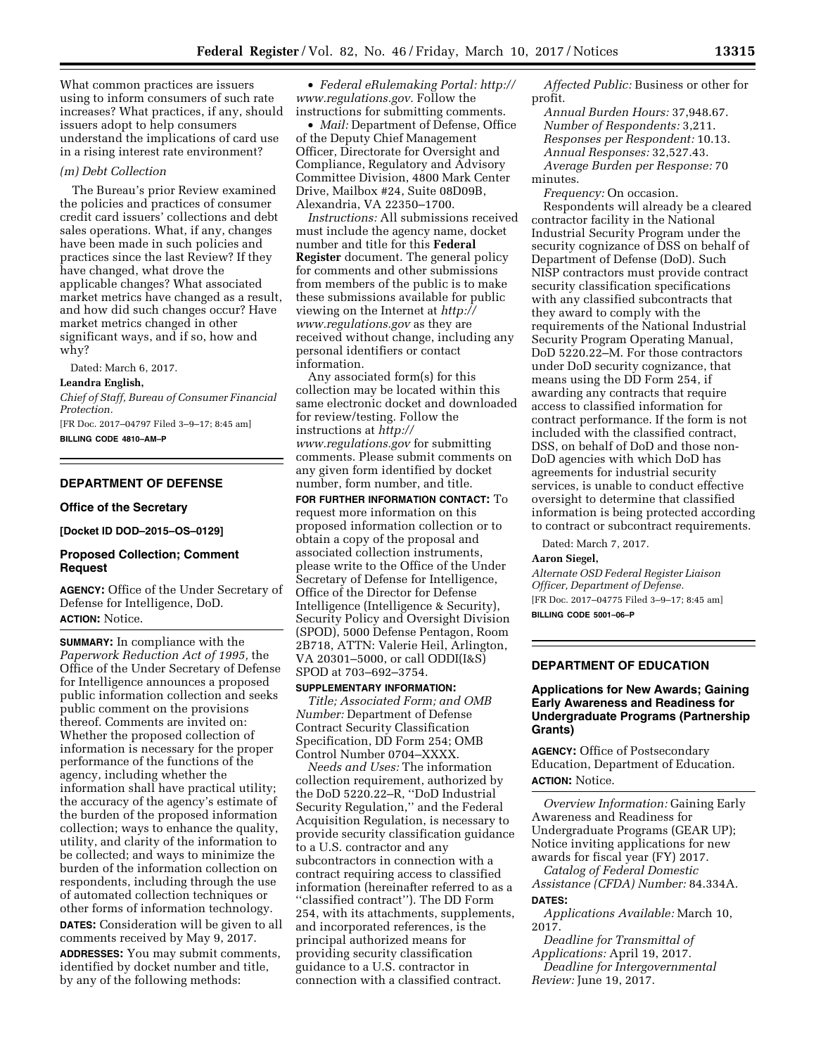What common practices are issuers using to inform consumers of such rate increases? What practices, if any, should issuers adopt to help consumers understand the implications of card use in a rising interest rate environment?

*(m) Debt Collection*

The Bureau's prior Review examined the policies and practices of consumer credit card issuers' collections and debt sales operations. What, if any, changes have been made in such policies and practices since the last Review? If they have changed, what drove the applicable changes? What associated market metrics have changed as a result, and how did such changes occur? Have market metrics changed in other significant ways, and if so, how and why?

Dated: March 6, 2017.

**Leandra English,**

*Chief of Staff, Bureau of Consumer Financial Protection.*

[FR Doc. 2017–04797 Filed 3–9–17; 8:45 am]

**BILLING CODE 4810–AM–P**

## DEPARTMENT OF DEFENSE

### Office of the Secretary

**[Docket ID DOD–2015–OS–0129]**

### Proposed Collection; Comment Request

**AGENCY:** Office of the Under Secretary of Defense for Intelligence, DoD.

**ACTION:** Notice.

**SUMMARY:** In compliance with the *Paperwork Reduction Act of 1995,* the Office of the Under Secretary of Defense for Intelligence announces a proposed public information collection and seeks public comment on the provisions thereof. Comments are invited on: Whether the proposed collection of information is necessary for the proper performance of the functions of the agency, including whether the information shall have practical utility; the accuracy of the agency's estimate of the burden of the proposed information collection; ways to enhance the quality, utility, and clarity of the information to be collected; and ways to minimize the burden of the information collection on respondents, including through the use of automated collection techniques or other forms of information technology.

**DATES:** Consideration will be given to all comments received by May 9, 2017.

**ADDRESSES:** You may submit comments, identified by docket number and title, by any of the following methods:

- *Federal eRulemaking Portal: http://www.regulations.gov.* Follow the instructions for submitting comments.
- *Mail:* Department of Defense, Office of the Deputy Chief Management Officer, Directorate for Oversight and Compliance, Regulatory and Advisory Committee Division, 4800 Mark Center Drive, Mailbox #24, Suite 08D09B, Alexandria, VA 22350–1700.

*Instructions:* All submissions received must include the agency name, docket number and title for this **Federal Register** document. The general policy for comments and other submissions from members of the public is to make these submissions available for public viewing on the Internet at *http://www.regulations.gov* as they are received without change, including any personal identifiers or contact information.

Any associated form(s) for this collection may be located within this same electronic docket and downloaded for review/testing. Follow the instructions at *http://www.regulations.gov* for submitting comments. Please submit comments on any given form identified by docket number, form number, and title.

**FOR FURTHER INFORMATION CONTACT:** To request more information on this proposed information collection or to obtain a copy of the proposal and associated collection instruments, please write to the Office of the Under Secretary of Defense for Intelligence, Office of the Director for Defense Intelligence (Intelligence & Security), Security Policy and Oversight Division (SPOD), 5000 Defense Pentagon, Room 2B718, ATTN: Valerie Heil, Arlington, VA 20301–5000, or call ODDI(I&S) SPOD at 703–692–3754.

**SUPPLEMENTARY INFORMATION:**

*Title; Associated Form; and OMB Number:* Department of Defense Contract Security Classification Specification, DD Form 254; OMB Control Number 0704–XXXX.

*Needs and Uses:* The information collection requirement, authorized by the DoD 5220.22–R, ''DoD Industrial Security Regulation,'' and the Federal Acquisition Regulation, is necessary to provide security classification guidance to a U.S. contractor and any subcontractors in connection with a contract requiring access to classified information (hereinafter referred to as a ''classified contract''). The DD Form 254, with its attachments, supplements, and incorporated references, is the principal authorized means for providing security classification guidance to a U.S. contractor in connection with a classified contract.

*Affected Public:* Business or other for profit.

*Annual Burden Hours:* 37,948.67.

*Number of Respondents:* 3,211.

*Responses per Respondent:* 10.13.

*Annual Responses:* 32,527.43.

*Average Burden per Response:* 70 minutes.

*Frequency:* On occasion.

Respondents will already be a cleared contractor facility in the National Industrial Security Program under the security cognizance of DSS on behalf of Department of Defense (DoD). Such NISP contractors must provide contract security classification specifications with any classified subcontracts that they award to comply with the requirements of the National Industrial Security Program Operating Manual, DoD 5220.22–M. For those contractors under DoD security cognizance, that means using the DD Form 254, if awarding any contracts that require access to classified information for contract performance. If the form is not included with the classified contract, DSS, on behalf of DoD and those non-DoD agencies with which DoD has agreements for industrial security services, is unable to conduct effective oversight to determine that classified information is being protected according to contract or subcontract requirements.

Dated: March 7, 2017.

**Aaron Siegel,**

*Alternate OSD Federal Register Liaison Officer, Department of Defense.*

[FR Doc. 2017–04775 Filed 3–9–17; 8:45 am]

**BILLING CODE 5001–06–P**

## DEPARTMENT OF EDUCATION

### Applications for New Awards; Gaining Early Awareness and Readiness for Undergraduate Programs (Partnership Grants)

**AGENCY:** Office of Postsecondary Education, Department of Education.

**ACTION:** Notice.

*Overview Information:* Gaining Early Awareness and Readiness for Undergraduate Programs (GEAR UP); Notice inviting applications for new awards for fiscal year (FY) 2017.

*Catalog of Federal Domestic Assistance (CFDA) Number:* 84.334A.

**DATES:**

*Applications Available:* March 10, 2017.

*Deadline for Transmittal of Applications:* April 19, 2017.

*Deadline for Intergovernmental Review:* June 19, 2017.